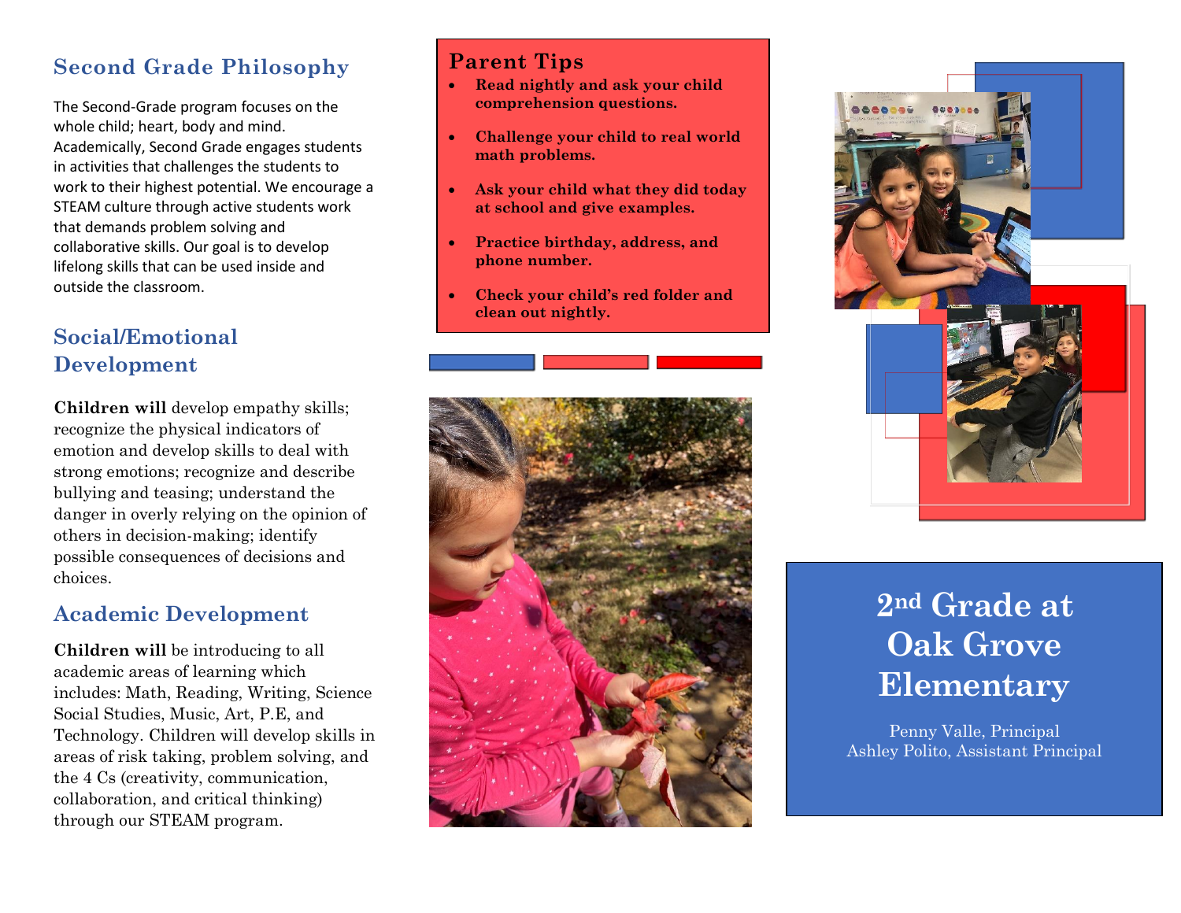## Second Grade Philosophy

The Second-Grade program focuses on the whole child; heart, body and mind. Academically, Second Grade engages students in activities that challenges the students to work to their highest potential. We encourage a STEAM culture through active students work that demands problem solving and collaborative skills. Our goal is to develop lifelong skills that can be used inside and outside the classroom.

## Social/Emotional Development

**Children will** develop empathy skills; recognize the physical indicators of emotion and develop skills to deal with strong emotions; recognize and describe bullying and teasing; understand the danger in overly relying on the opinion of others in decision-making; identify possible consequences of decisions and choices.

## Academic Development

**Children will** be introducing to all academic areas of learning which includes: Math, Reading, Writing, Science Social Studies, Music, Art, P.E, and Technology. Children will develop skills in areas of risk taking, problem solving, and the 4 Cs (creativity, communication, collaboration, and critical thinking) through our STEAM program.

## Parent Tips

- **Read nightly and ask your child comprehension questions.**
- **Challenge your child to real world math problems.**
- **Ask your child what they did today at school and give examples.**
- **Practice birthday, address, and phone number.**
- **Check your child's red folder and clean out nightly.**

# 2nd Grade at Oak Grove Elementary

Penny Valle, Principal
Ashley Polito, Assistant Principal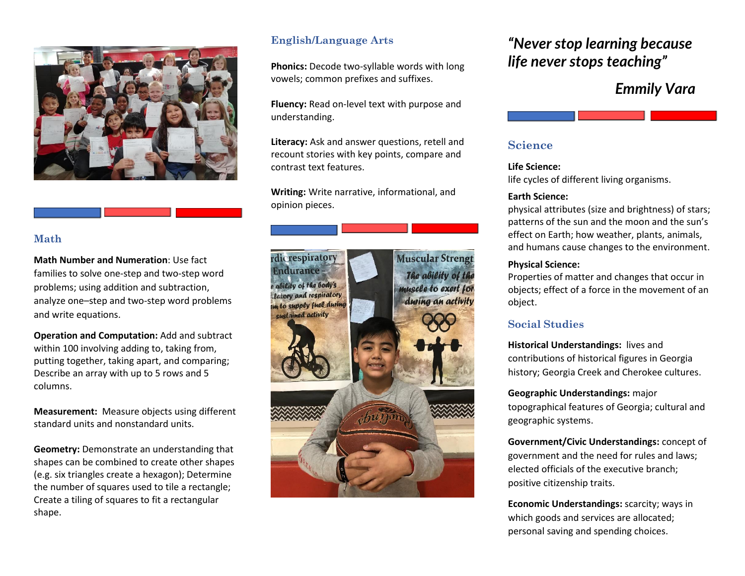## Math

**Math Number and Numeration**: Use fact families to solve one-step and two-step word problems; using addition and subtraction, analyze one–step and two-step word problems and write equations.

**Operation and Computation:** Add and subtract within 100 involving adding to, taking from, putting together, taking apart, and comparing; Describe an array with up to 5 rows and 5 columns.

**Measurement:** Measure objects using different standard units and nonstandard units.

**Geometry:** Demonstrate an understanding that shapes can be combined to create other shapes (e.g. six triangles create a hexagon); Determine the number of squares used to tile a rectangle; Create a tiling of squares to fit a rectangular shape.

## English/Language Arts

**Phonics:** Decode two-syllable words with long vowels; common prefixes and suffixes.

**Fluency:** Read on-level text with purpose and understanding.

**Literacy:** Ask and answer questions, retell and recount stories with key points, compare and contrast text features.

**Writing:** Write narrative, informational, and opinion pieces.

*"Never stop learning because life never stops teaching"*

*Emmily Vara*

## Science

**Life Science:**
life cycles of different living organisms.

**Earth Science:**
physical attributes (size and brightness) of stars; patterns of the sun and the moon and the sun's effect on Earth; how weather, plants, animals, and humans cause changes to the environment.

**Physical Science:**
Properties of matter and changes that occur in objects; effect of a force in the movement of an object.

## Social Studies

**Historical Understandings:** lives and contributions of historical figures in Georgia history; Georgia Creek and Cherokee cultures.

**Geographic Understandings:** major topographical features of Georgia; cultural and geographic systems.

**Government/Civic Understandings:** concept of government and the need for rules and laws; elected officials of the executive branch; positive citizenship traits.

**Economic Understandings:** scarcity; ways in which goods and services are allocated; personal saving and spending choices.